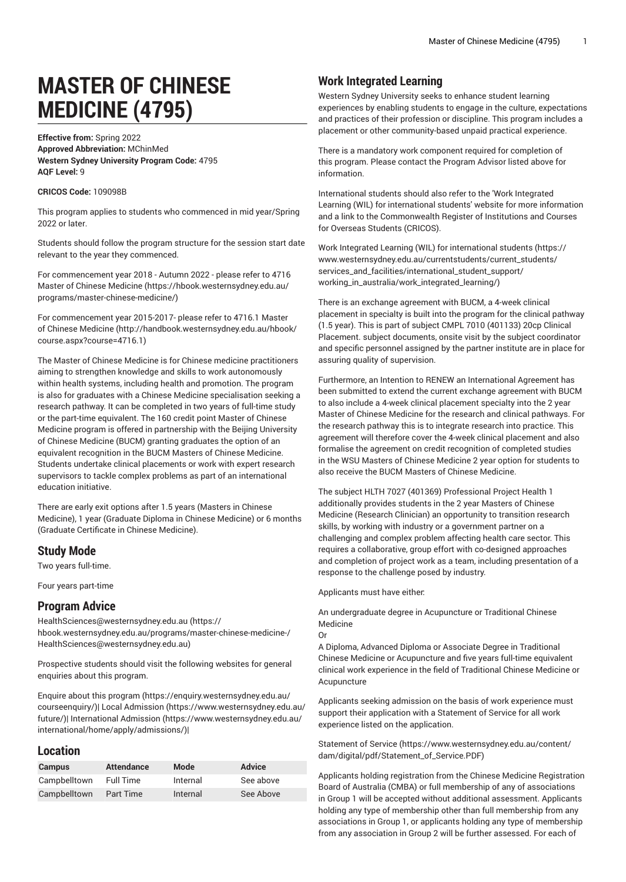# MASTER OF CHINESE MEDICINE (4795)

**Effective from:** Spring 2022
**Approved Abbreviation:** MChinMed
**Western Sydney University Program Code:** 4795
**AQF Level:** 9

**CRICOS Code:** 109098B

This program applies to students who commenced in mid year/Spring 2022 or later.

Students should follow the program structure for the session start date relevant to the year they commenced.

For commencement year 2018 - Autumn 2022 - please refer to 4716 Master of Chinese Medicine (https://hbook.westernsydney.edu.au/programs/master-chinese-medicine/)

For commencement year 2015-2017- please refer to 4716.1 Master of Chinese Medicine (http://handbook.westernsydney.edu.au/hbook/course.aspx?course=4716.1)

The Master of Chinese Medicine is for Chinese medicine practitioners aiming to strengthen knowledge and skills to work autonomously within health systems, including health and promotion. The program is also for graduates with a Chinese Medicine specialisation seeking a research pathway. It can be completed in two years of full-time study or the part-time equivalent. The 160 credit point Master of Chinese Medicine program is offered in partnership with the Beijing University of Chinese Medicine (BUCM) granting graduates the option of an equivalent recognition in the BUCM Masters of Chinese Medicine. Students undertake clinical placements or work with expert research supervisors to tackle complex problems as part of an international education initiative.

There are early exit options after 1.5 years (Masters in Chinese Medicine), 1 year (Graduate Diploma in Chinese Medicine) or 6 months (Graduate Certificate in Chinese Medicine).

## Study Mode

Two years full-time.

Four years part-time

## Program Advice

HealthSciences@westernsydney.edu.au (https://hbook.westernsydney.edu.au/programs/master-chinese-medicine-/HealthSciences@westernsydney.edu.au)

Prospective students should visit the following websites for general enquiries about this program.

Enquire about this program (https://enquiry.westernsydney.edu.au/courseenquiry/)| Local Admission (https://www.westernsydney.edu.au/future/)| International Admission (https://www.westernsydney.edu.au/international/home/apply/admissions/)|

## Location

| Campus | Attendance | Mode | Advice |
| --- | --- | --- | --- |
| Campbelltown | Full Time | Internal | See above |
| Campbelltown | Part Time | Internal | See Above |

## Work Integrated Learning

Western Sydney University seeks to enhance student learning experiences by enabling students to engage in the culture, expectations and practices of their profession or discipline. This program includes a placement or other community-based unpaid practical experience.

There is a mandatory work component required for completion of this program. Please contact the Program Advisor listed above for information.

International students should also refer to the 'Work Integrated Learning (WIL) for international students' website for more information and a link to the Commonwealth Register of Institutions and Courses for Overseas Students (CRICOS).

Work Integrated Learning (WIL) for international students (https://www.westernsydney.edu.au/currentstudents/current_students/services_and_facilities/international_student_support/working_in_australia/work_integrated_learning/)

There is an exchange agreement with BUCM, a 4-week clinical placement in specialty is built into the program for the clinical pathway (1.5 year). This is part of subject CMPL 7010 (401133) 20cp Clinical Placement. subject documents, onsite visit by the subject coordinator and specific personnel assigned by the partner institute are in place for assuring quality of supervision.

Furthermore, an Intention to RENEW an International Agreement has been submitted to extend the current exchange agreement with BUCM to also include a 4-week clinical placement specialty into the 2 year Master of Chinese Medicine for the research and clinical pathways. For the research pathway this is to integrate research into practice. This agreement will therefore cover the 4-week clinical placement and also formalise the agreement on credit recognition of completed studies in the WSU Masters of Chinese Medicine 2 year option for students to also receive the BUCM Masters of Chinese Medicine.

The subject HLTH 7027 (401369) Professional Project Health 1 additionally provides students in the 2 year Masters of Chinese Medicine (Research Clinician) an opportunity to transition research skills, by working with industry or a government partner on a challenging and complex problem affecting health care sector. This requires a collaborative, group effort with co-designed approaches and completion of project work as a team, including presentation of a response to the challenge posed by industry.

Applicants must have either:

An undergraduate degree in Acupuncture or Traditional Chinese Medicine
Or
A Diploma, Advanced Diploma or Associate Degree in Traditional Chinese Medicine or Acupuncture and five years full-time equivalent clinical work experience in the field of Traditional Chinese Medicine or Acupuncture

Applicants seeking admission on the basis of work experience must support their application with a Statement of Service for all work experience listed on the application.

Statement of Service (https://www.westernsydney.edu.au/content/dam/digital/pdf/Statement_of_Service.PDF)

Applicants holding registration from the Chinese Medicine Registration Board of Australia (CMBA) or full membership of any of associations in Group 1 will be accepted without additional assessment. Applicants holding any type of membership other than full membership from any associations in Group 1, or applicants holding any type of membership from any association in Group 2 will be further assessed. For each of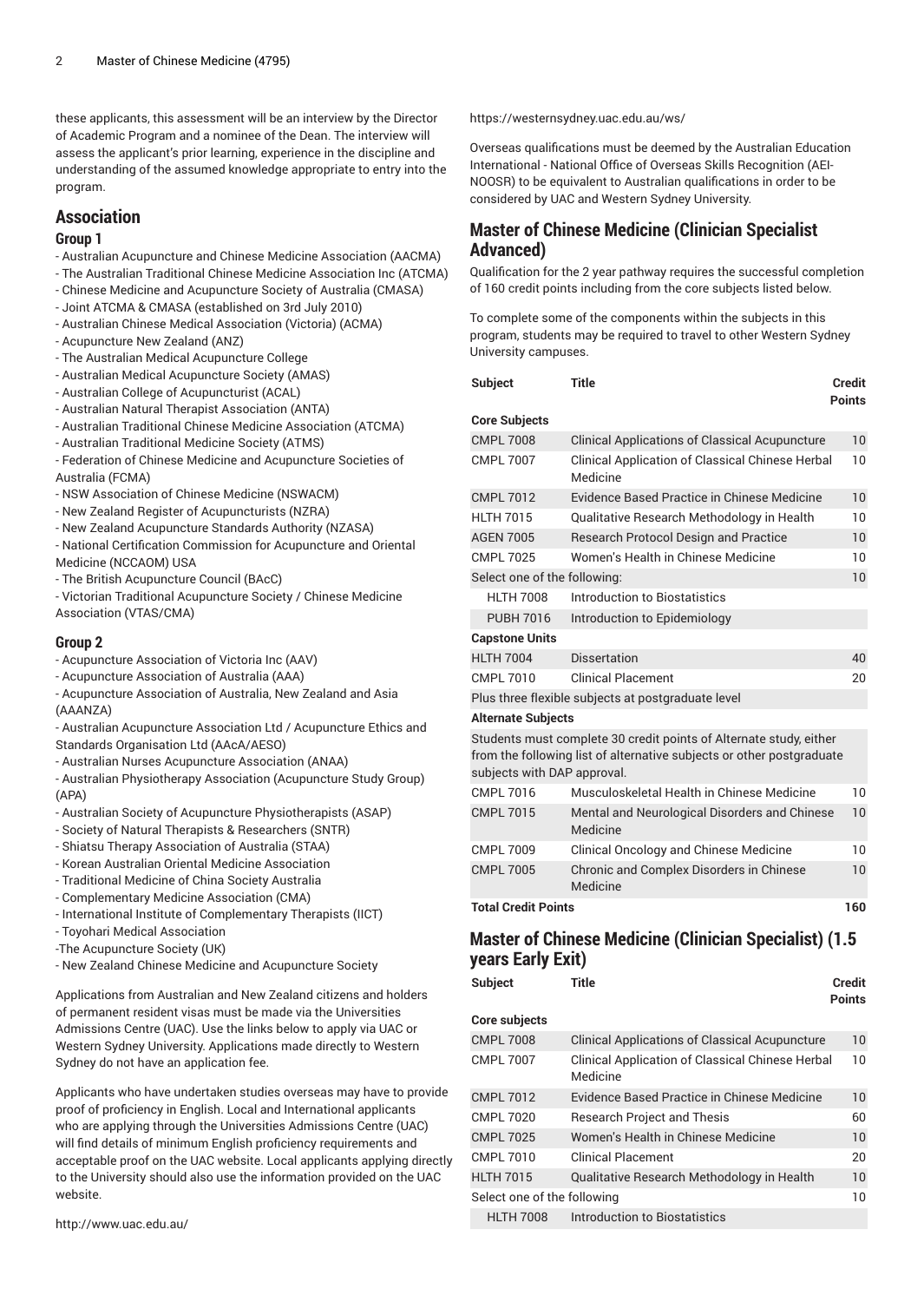these applicants, this assessment will be an interview by the Director of Academic Program and a nominee of the Dean. The interview will assess the applicant's prior learning, experience in the discipline and understanding of the assumed knowledge appropriate to entry into the program.

## Association

### Group 1

- Australian Acupuncture and Chinese Medicine Association (AACMA)
- The Australian Traditional Chinese Medicine Association Inc (ATCMA)
- Chinese Medicine and Acupuncture Society of Australia (CMASA)
- Joint ATCMA & CMASA (established on 3rd July 2010)
- Australian Chinese Medical Association (Victoria) (ACMA)
- Acupuncture New Zealand (ANZ)
- The Australian Medical Acupuncture College
- Australian Medical Acupuncture Society (AMAS)
- Australian College of Acupuncturist (ACAL)
- Australian Natural Therapist Association (ANTA)
- Australian Traditional Chinese Medicine Association (ATCMA)
- Australian Traditional Medicine Society (ATMS)
- Federation of Chinese Medicine and Acupuncture Societies of Australia (FCMA)
- NSW Association of Chinese Medicine (NSWACM)
- New Zealand Register of Acupuncturists (NZRA)
- New Zealand Acupuncture Standards Authority (NZASA)
- National Certification Commission for Acupuncture and Oriental Medicine (NCCAOM) USA
- The British Acupuncture Council (BAcC)
- Victorian Traditional Acupuncture Society / Chinese Medicine Association (VTAS/CMA)

### Group 2

- Acupuncture Association of Victoria Inc (AAV)
- Acupuncture Association of Australia (AAA)
- Acupuncture Association of Australia, New Zealand and Asia (AAANZA)
- Australian Acupuncture Association Ltd / Acupuncture Ethics and Standards Organisation Ltd (AAcA/AESO)
- Australian Nurses Acupuncture Association (ANAA)
- Australian Physiotherapy Association (Acupuncture Study Group) (APA)
- Australian Society of Acupuncture Physiotherapists (ASAP)
- Society of Natural Therapists & Researchers (SNTR)
- Shiatsu Therapy Association of Australia (STAA)
- Korean Australian Oriental Medicine Association
- Traditional Medicine of China Society Australia
- Complementary Medicine Association (CMA)
- International Institute of Complementary Therapists (IICT)
- Toyohari Medical Association
-The Acupuncture Society (UK)
- New Zealand Chinese Medicine and Acupuncture Society

Applications from Australian and New Zealand citizens and holders of permanent resident visas must be made via the Universities Admissions Centre (UAC). Use the links below to apply via UAC or Western Sydney University. Applications made directly to Western Sydney do not have an application fee.

Applicants who have undertaken studies overseas may have to provide proof of proficiency in English. Local and International applicants who are applying through the Universities Admissions Centre (UAC) will find details of minimum English proficiency requirements and acceptable proof on the UAC website. Local applicants applying directly to the University should also use the information provided on the UAC website.

http://www.uac.edu.au/

https://westernsydney.uac.edu.au/ws/

Overseas qualifications must be deemed by the Australian Education International - National Office of Overseas Skills Recognition (AEI-NOOSR) to be equivalent to Australian qualifications in order to be considered by UAC and Western Sydney University.

## Master of Chinese Medicine (Clinician Specialist Advanced)

Qualification for the 2 year pathway requires the successful completion of 160 credit points including from the core subjects listed below.

To complete some of the components within the subjects in this program, students may be required to travel to other Western Sydney University campuses.

| Subject | Title | Credit Points |
|---|---|---|
| **Core Subjects** | | |
| CMPL 7008 | Clinical Applications of Classical Acupuncture | 10 |
| CMPL 7007 | Clinical Application of Classical Chinese Herbal Medicine | 10 |
| CMPL 7012 | Evidence Based Practice in Chinese Medicine | 10 |
| HLTH 7015 | Qualitative Research Methodology in Health | 10 |
| AGEN 7005 | Research Protocol Design and Practice | 10 |
| CMPL 7025 | Women's Health in Chinese Medicine | 10 |
| Select one of the following: | | 10 |
| HLTH 7008 | Introduction to Biostatistics | |
| PUBH 7016 | Introduction to Epidemiology | |
| **Capstone Units** | | |
| HLTH 7004 | Dissertation | 40 |
| CMPL 7010 | Clinical Placement | 20 |
| Plus three flexible subjects at postgraduate level | | |
| **Alternate Subjects** | | |
| Students must complete 30 credit points of Alternate study, either from the following list of alternative subjects or other postgraduate subjects with DAP approval. | | |
| CMPL 7016 | Musculoskeletal Health in Chinese Medicine | 10 |
| CMPL 7015 | Mental and Neurological Disorders and Chinese Medicine | 10 |
| CMPL 7009 | Clinical Oncology and Chinese Medicine | 10 |
| CMPL 7005 | Chronic and Complex Disorders in Chinese Medicine | 10 |
| **Total Credit Points** | | **160** |

## Master of Chinese Medicine (Clinician Specialist) (1.5 years Early Exit)

| Subject | Title | Credit Points |
|---|---|---|
| **Core subjects** | | |
| CMPL 7008 | Clinical Applications of Classical Acupuncture | 10 |
| CMPL 7007 | Clinical Application of Classical Chinese Herbal Medicine | 10 |
| CMPL 7012 | Evidence Based Practice in Chinese Medicine | 10 |
| CMPL 7020 | Research Project and Thesis | 60 |
| CMPL 7025 | Women's Health in Chinese Medicine | 10 |
| CMPL 7010 | Clinical Placement | 20 |
| HLTH 7015 | Qualitative Research Methodology in Health | 10 |
| Select one of the following | | 10 |
| HLTH 7008 | Introduction to Biostatistics | |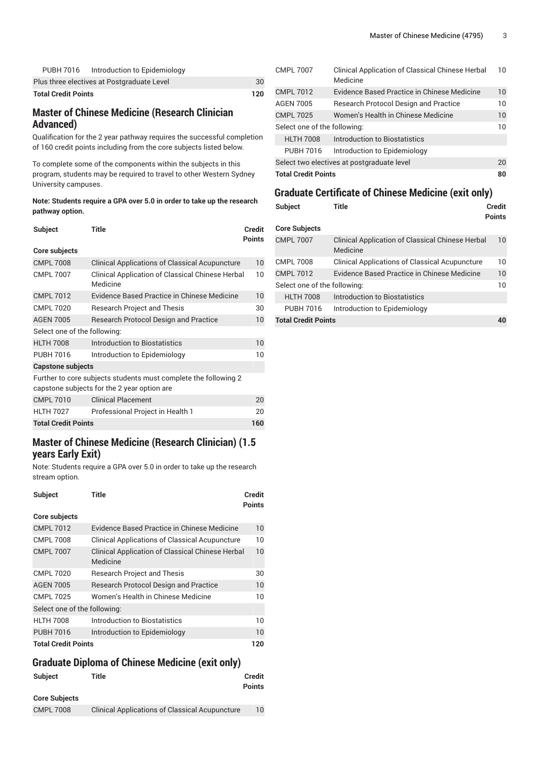| Subject | Title | Credit Points |
|---|---|---|
| PUBH 7016 | Introduction to Epidemiology | |
| Plus three electives at Postgraduate Level | | 30 |
| **Total Credit Points** | | **120** |

## Master of Chinese Medicine (Research Clinician Advanced)

Qualification for the 2 year pathway requires the successful completion of 160 credit points including from the core subjects listed below.

To complete some of the components within the subjects in this program, students may be required to travel to other Western Sydney University campuses.

**Note: Students require a GPA over 5.0 in order to take up the research pathway option.**

| Subject | Title | Credit Points |
|---|---|---|
| **Core subjects** | | |
| CMPL 7008 | Clinical Applications of Classical Acupuncture | 10 |
| CMPL 7007 | Clinical Application of Classical Chinese Herbal Medicine | 10 |
| CMPL 7012 | Evidence Based Practice in Chinese Medicine | 10 |
| CMPL 7020 | Research Project and Thesis | 30 |
| AGEN 7005 | Research Protocol Design and Practice | 10 |
| Select one of the following: | | |
| HLTH 7008 | Introduction to Biostatistics | 10 |
| PUBH 7016 | Introduction to Epidemiology | 10 |
| **Capstone subjects** | | |
| Further to core subjects students must complete the following 2 capstone subjects for the 2 year option are | | |
| CMPL 7010 | Clinical Placement | 20 |
| HLTH 7027 | Professional Project in Health 1 | 20 |
| **Total Credit Points** | | **160** |

## Master of Chinese Medicine (Research Clinician) (1.5 years Early Exit)

Note: Students require a GPA over 5.0 in order to take up the research stream option.

| Subject | Title | Credit Points |
|---|---|---|
| **Core subjects** | | |
| CMPL 7012 | Evidence Based Practice in Chinese Medicine | 10 |
| CMPL 7008 | Clinical Applications of Classical Acupuncture | 10 |
| CMPL 7007 | Clinical Application of Classical Chinese Herbal Medicine | 10 |
| CMPL 7020 | Research Project and Thesis | 30 |
| AGEN 7005 | Research Protocol Design and Practice | 10 |
| CMPL 7025 | Women's Health in Chinese Medicine | 10 |
| Select one of the following: | | |
| HLTH 7008 | Introduction to Biostatistics | 10 |
| PUBH 7016 | Introduction to Epidemiology | 10 |
| **Total Credit Points** | | **120** |

## Graduate Diploma of Chinese Medicine (exit only)

| Subject | Title | Credit Points |
|---|---|---|
| **Core Subjects** | | |
| CMPL 7008 | Clinical Applications of Classical Acupuncture | 10 |
| CMPL 7007 | Clinical Application of Classical Chinese Herbal Medicine | 10 |
| CMPL 7012 | Evidence Based Practice in Chinese Medicine | 10 |
| AGEN 7005 | Research Protocol Design and Practice | 10 |
| CMPL 7025 | Women's Health in Chinese Medicine | 10 |
| Select one of the following: | | 10 |
| HLTH 7008 | Introduction to Biostatistics | |
| PUBH 7016 | Introduction to Epidemiology | |
| Select two electives at postgraduate level | | 20 |
| **Total Credit Points** | | **80** |

## Graduate Certificate of Chinese Medicine (exit only)

| Subject | Title | Credit Points |
|---|---|---|
| **Core Subjects** | | |
| CMPL 7007 | Clinical Application of Classical Chinese Herbal Medicine | 10 |
| CMPL 7008 | Clinical Applications of Classical Acupuncture | 10 |
| CMPL 7012 | Evidence Based Practice in Chinese Medicine | 10 |
| Select one of the following: | | 10 |
| HLTH 7008 | Introduction to Biostatistics | |
| PUBH 7016 | Introduction to Epidemiology | |
| **Total Credit Points** | | **40** |